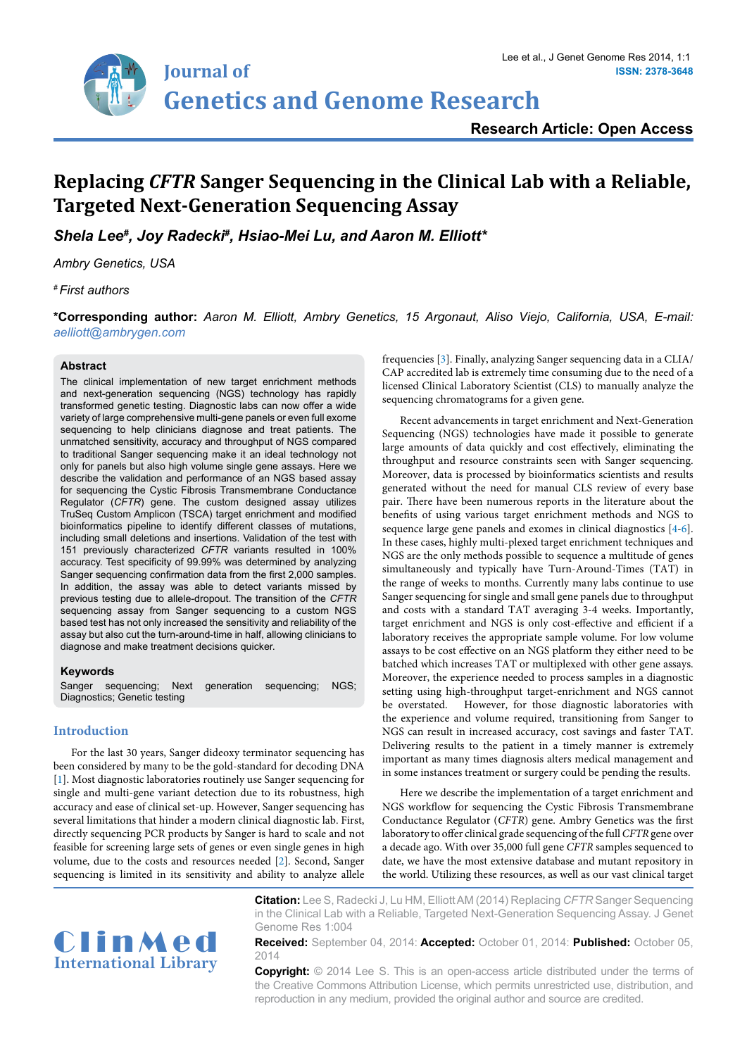# Replacing *CFTR* Sanger Sequencing in the Clinical Lab with a Reliable, Targeted Next-Generation Sequencing Assay

***Shela Lee[#], Joy Radecki[#], Hsiao-Mei Lu, and Aaron M. Elliott****

*Ambry Genetics, USA*

[#] *First authors*

**\*Corresponding author:** *Aaron M. Elliott, Ambry Genetics, 15 Argonaut, Aliso Viejo, California, USA, E-mail: aelliott@ambrygen.com*

**Citation:** Lee S, Radecki J, Lu HM, Elliott AM (2014) Replacing *CFTR* Sanger Sequencing in the Clinical Lab with a Reliable, Targeted Next-Generation Sequencing Assay. J Genet Genome Res 1:004

**Received:** September 04, 2014: **Accepted:** October 01, 2014: **Published:** October 05, 2014

**Copyright:** © 2014 Lee S. This is an open-access article distributed under the terms of the Creative Commons Attribution License, which permits unrestricted use, distribution, and reproduction in any medium, provided the original author and source are credited.

## Abstract

The clinical implementation of new target enrichment methods and next-generation sequencing (NGS) technology has rapidly transformed genetic testing. Diagnostic labs can now offer a wide variety of large comprehensive multi-gene panels or even full exome sequencing to help clinicians diagnose and treat patients. The unmatched sensitivity, accuracy and throughput of NGS compared to traditional Sanger sequencing make it an ideal technology not only for panels but also high volume single gene assays. Here we describe the validation and performance of an NGS based assay for sequencing the Cystic Fibrosis Transmembrane Conductance Regulator (*CFTR*) gene. The custom designed assay utilizes TruSeq Custom Amplicon (TSCA) target enrichment and modified bioinformatics pipeline to identify different classes of mutations, including small deletions and insertions. Validation of the test with 151 previously characterized *CFTR* variants resulted in 100% accuracy. Test specificity of 99.99% was determined by analyzing Sanger sequencing confirmation data from the first 2,000 samples. In addition, the assay was able to detect variants missed by previous testing due to allele-dropout. The transition of the *CFTR* sequencing assay from Sanger sequencing to a custom NGS based test has not only increased the sensitivity and reliability of the assay but also cut the turn-around-time in half, allowing clinicians to diagnose and make treatment decisions quicker.

## Keywords

Sanger sequencing; Next generation sequencing; NGS; Diagnostics; Genetic testing

## Introduction

For the last 30 years, Sanger dideoxy terminator sequencing has been considered by many to be the gold-standard for decoding DNA [1]. Most diagnostic laboratories routinely use Sanger sequencing for single and multi-gene variant detection due to its robustness, high accuracy and ease of clinical set-up. However, Sanger sequencing has several limitations that hinder a modern clinical diagnostic lab. First, directly sequencing PCR products by Sanger is hard to scale and not feasible for screening large sets of genes or even single genes in high volume, due to the costs and resources needed [2]. Second, Sanger sequencing is limited in its sensitivity and ability to analyze allele frequencies [3]. Finally, analyzing Sanger sequencing data in a CLIA/CAP accredited lab is extremely time consuming due to the need of a licensed Clinical Laboratory Scientist (CLS) to manually analyze the sequencing chromatograms for a given gene.

Recent advancements in target enrichment and Next-Generation Sequencing (NGS) technologies have made it possible to generate large amounts of data quickly and cost effectively, eliminating the throughput and resource constraints seen with Sanger sequencing. Moreover, data is processed by bioinformatics scientists and results generated without the need for manual CLS review of every base pair. There have been numerous reports in the literature about the benefits of using various target enrichment methods and NGS to sequence large gene panels and exomes in clinical diagnostics [4-6]. In these cases, highly multi-plexed target enrichment techniques and NGS are the only methods possible to sequence a multitude of genes simultaneously and typically have Turn-Around-Times (TAT) in the range of weeks to months. Currently many labs continue to use Sanger sequencing for single and small gene panels due to throughput and costs with a standard TAT averaging 3-4 weeks. Importantly, target enrichment and NGS is only cost-effective and efficient if a laboratory receives the appropriate sample volume. For low volume assays to be cost effective on an NGS platform they either need to be batched which increases TAT or multiplexed with other gene assays. Moreover, the experience needed to process samples in a diagnostic setting using high-throughput target-enrichment and NGS cannot be overstated. However, for those diagnostic laboratories with the experience and volume required, transitioning from Sanger to NGS can result in increased accuracy, cost savings and faster TAT. Delivering results to the patient in a timely manner is extremely important as many times diagnosis alters medical management and in some instances treatment or surgery could be pending the results.

Here we describe the implementation of a target enrichment and NGS workflow for sequencing the Cystic Fibrosis Transmembrane Conductance Regulator (*CFTR*) gene. Ambry Genetics was the first laboratory to offer clinical grade sequencing of the full *CFTR* gene over a decade ago. With over 35,000 full gene *CFTR* samples sequenced to date, we have the most extensive database and mutant repository in the world. Utilizing these resources, as well as our vast clinical target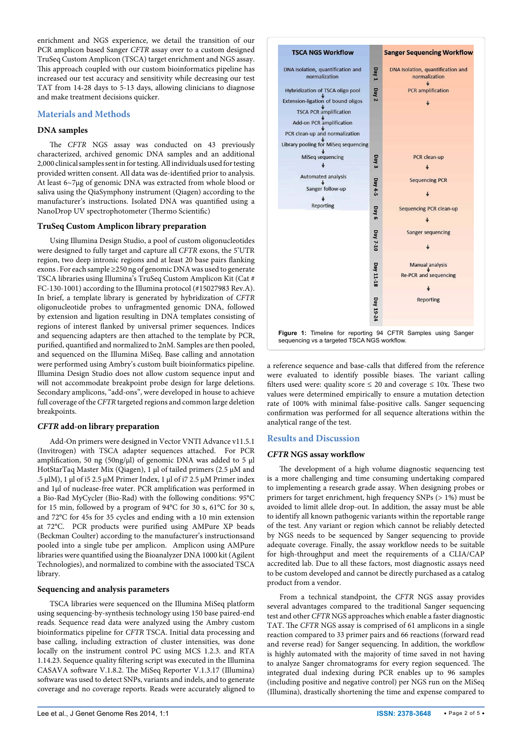enrichment and NGS experience, we detail the transition of our PCR amplicon based Sanger *CFTR* assay over to a custom designed TruSeq Custom Amplicon (TSCA) target enrichment and NGS assay. This approach coupled with our custom bioinformatics pipeline has increased our test accuracy and sensitivity while decreasing our test TAT from 14-28 days to 5-13 days, allowing clinicians to diagnose and make treatment decisions quicker.

## Materials and Methods

### DNA samples

The *CFTR* NGS assay was conducted on 43 previously characterized, archived genomic DNA samples and an additional 2,000 clinical samples sent in for testing. All individuals used for testing provided written consent. All data was de-identified prior to analysis. At least 6~7μg of genomic DNA was extracted from whole blood or saliva using the QiaSymphony instrument (Qiagen) according to the manufacturer's instructions. Isolated DNA was quantified using a NanoDrop UV spectrophotometer (Thermo Scientific)

### TruSeq Custom Amplicon library preparation

Using Illumina Design Studio, a pool of custom oligonucleotides were designed to fully target and capture all *CFTR* exons, the 5'UTR region, two deep intronic regions and at least 20 base pairs flanking exons. For each sample ≥250 ng of genomic DNA was used to generate TSCA libraries using Illumina's TruSeq Custom Amplicon Kit (Cat # FC-130-1001) according to the Illumina protocol (#15027983 Rev.A). In brief, a template library is generated by hybridization of *CFTR* oligonucleotide probes to unfragmented genomic DNA, followed by extension and ligation resulting in DNA templates consisting of regions of interest flanked by universal primer sequences. Indices and sequencing adapters are then attached to the template by PCR, purified, quantified and normalized to 2nM. Samples are then pooled, and sequenced on the Illumina MiSeq. Base calling and annotation were performed using Ambry's custom built bioinformatics pipeline. Illumina Design Studio does not allow custom sequence input and will not accommodate breakpoint probe design for large deletions. Secondary amplicons, "add-ons", were developed in house to achieve full coverage of the *CFTR* targeted regions and common large deletion breakpoints.

### *CFTR* add-on library preparation

Add-On primers were designed in Vector VNTI Advance v11.5.1 (Invitrogen) with TSCA adapter sequences attached. For PCR amplification, 50 ng (50ng/μl) of genomic DNA was added to 5 μl HotStarTaq Master Mix (Qiagen), 1 μl of tailed primers (2.5 μM and .5 μlM), 1 μl of i5 2.5 μM Primer Index, 1 μl of i7 2.5 μM Primer index and 1μl of nuclease-free water. PCR amplification was performed in a Bio-Rad MyCycler (Bio-Rad) with the following conditions: 95°C for 15 min, followed by a program of 94°C for 30 s, 61°C for 30 s, and 72°C for 45s for 35 cycles and ending with a 10 min extension at 72°C. PCR products were purified using AMPure XP beads (Beckman Coulter) according to the manufacturer's instructionsand pooled into a single tube per amplicon. Amplicon using AMPure libraries were quantified using the Bioanalyzer DNA 1000 kit (Agilent Technologies), and normalized to combine with the associated TSCA library.

### Sequencing and analysis parameters

TSCA libraries were sequenced on the Illumina MiSeq platform using sequencing-by-synthesis technology using 150 base paired-end reads. Sequence read data were analyzed using the Ambry custom bioinformatics pipeline for *CFTR* TSCA. Initial data processing and base calling, including extraction of cluster intensities, was done locally on the instrument control PC using MCS 1.2.3. and RTA 1.14.23. Sequence quality filtering script was executed in the Illumina CASAVA software V.1.8.2. The MiSeq Reporter V.1.3.17 (Illumina) software was used to detect SNPs, variants and indels, and to generate coverage and no coverage reports. Reads were accurately aligned to a reference sequence and base-calls that differed from the reference were evaluated to identify possible biases. The variant calling filters used were: quality score ≤ 20 and coverage ≤ 10x. These two values were determined empirically to ensure a mutation detection rate of 100% with minimal false-positive calls. Sanger sequencing confirmation was performed for all sequence alterations within the analytical range of the test.

| | TSCA NGS Workflow | Day | Sanger Sequencing Workflow |
|---|---|---|---|
| | DNA Isolation, quantification and normalization | Day 1 | DNA Isolation, quantification and normalization |
| | Hybridization of TSCA oligo pool → Extension-ligation of bound oligos → TSCA PCR amplification → Add-on PCR amplification → PCR clean-up and normalization → Library pooling for MiSeq sequencing | Day 2 | PCR amplification |
| | MiSeq sequencing | Day 3 | PCR clean-up |
| | Automated analysis → Sanger follow-up | Day 4-5 | Sequencing PCR |
| | Reporting | Day 6 | Sequencing PCR clean-up |
| | | Day 7-10 | Sanger sequencing |
| | | Day 11-18 | Manual analysis → Re-PCR and sequencing |
| | | Day 19-24 | Reporting |

**Figure 1:** Timeline for reporting 94 CFTR Samples using Sanger sequencing vs a targeted TSCA NGS workflow.

## Results and Discussion

### *CFTR* NGS assay workflow

The development of a high volume diagnostic sequencing test is a more challenging and time consuming undertaking compared to implementing a research grade assay. When designing probes or primers for target enrichment, high frequency SNPs (> 1%) must be avoided to limit allele drop-out. In addition, the assay must be able to identify all known pathogenic variants within the reportable range of the test. Any variant or region which cannot be reliably detected by NGS needs to be sequenced by Sanger sequencing to provide adequate coverage. Finally, the assay workflow needs to be suitable for high-throughput and meet the requirements of a CLIA/CAP accredited lab. Due to all these factors, most diagnostic assays need to be custom developed and cannot be directly purchased as a catalog product from a vendor.

From a technical standpoint, the *CFTR* NGS assay provides several advantages compared to the traditional Sanger sequencing test and other *CFTR* NGS approaches which enable a faster diagnostic TAT. The *CFTR* NGS assay is comprised of 61 amplicons in a single reaction compared to 33 primer pairs and 66 reactions (forward read and reverse read) for Sanger sequencing. In addition, the workflow is highly automated with the majority of time saved in not having to analyze Sanger chromatograms for every region sequenced. The integrated dual indexing during PCR enables up to 96 samples (including positive and negative control) per NGS run on the MiSeq (Illumina), drastically shortening the time and expense compared to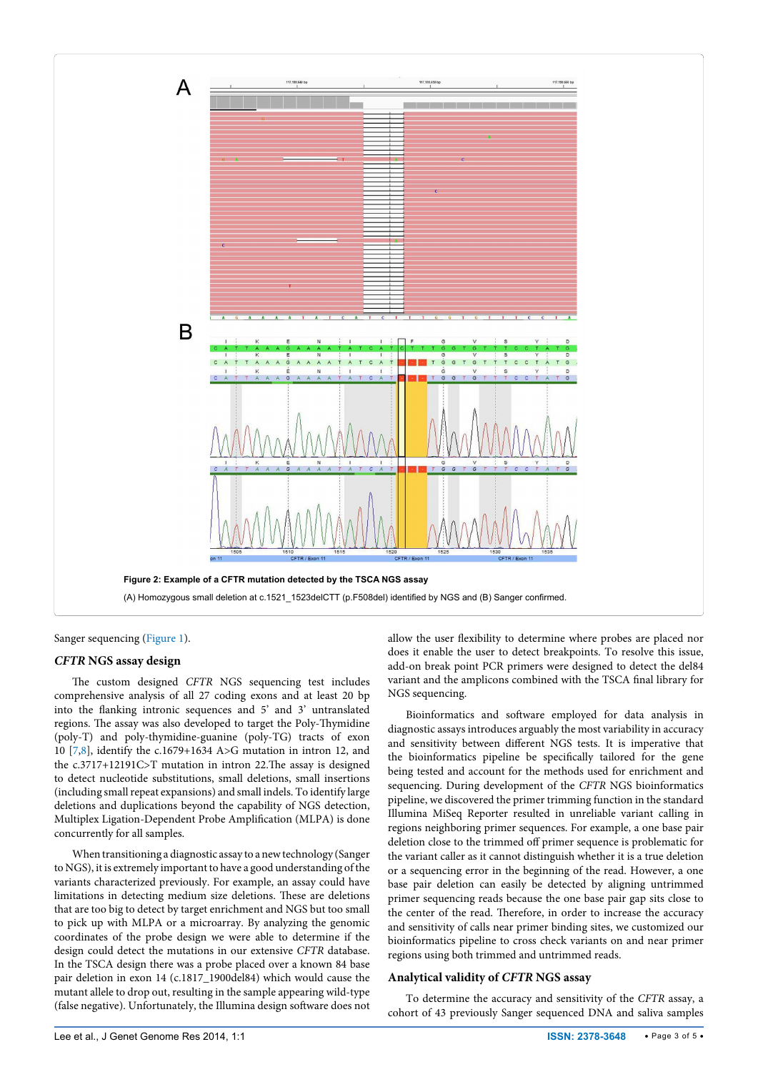**Figure 2: Example of a CFTR mutation detected by the TSCA NGS assay**

(A) Homozygous small deletion at c.1521_1523delCTT (p.F508del) identified by NGS and (B) Sanger confirmed.

Sanger sequencing (Figure 1).

### *CFTR* NGS assay design

The custom designed *CFTR* NGS sequencing test includes comprehensive analysis of all 27 coding exons and at least 20 bp into the flanking intronic sequences and 5' and 3' untranslated regions. The assay was also developed to target the Poly-Thymidine (poly-T) and poly-thymidine-guanine (poly-TG) tracts of exon 10 [7,8], identify the c.1679+1634 A>G mutation in intron 12, and the c.3717+12191C>T mutation in intron 22.The assay is designed to detect nucleotide substitutions, small deletions, small insertions (including small repeat expansions) and small indels. To identify large deletions and duplications beyond the capability of NGS detection, Multiplex Ligation-Dependent Probe Amplification (MLPA) is done concurrently for all samples.

When transitioning a diagnostic assay to a new technology (Sanger to NGS), it is extremely important to have a good understanding of the variants characterized previously. For example, an assay could have limitations in detecting medium size deletions. These are deletions that are too big to detect by target enrichment and NGS but too small to pick up with MLPA or a microarray. By analyzing the genomic coordinates of the probe design we were able to determine if the design could detect the mutations in our extensive *CFTR* database. In the TSCA design there was a probe placed over a known 84 base pair deletion in exon 14 (c.1817_1900del84) which would cause the mutant allele to drop out, resulting in the sample appearing wild-type (false negative). Unfortunately, the Illumina design software does not allow the user flexibility to determine where probes are placed nor does it enable the user to detect breakpoints. To resolve this issue, add-on break point PCR primers were designed to detect the del84 variant and the amplicons combined with the TSCA final library for NGS sequencing.

Bioinformatics and software employed for data analysis in diagnostic assays introduces arguably the most variability in accuracy and sensitivity between different NGS tests. It is imperative that the bioinformatics pipeline be specifically tailored for the gene being tested and account for the methods used for enrichment and sequencing. During development of the *CFTR* NGS bioinformatics pipeline, we discovered the primer trimming function in the standard Illumina MiSeq Reporter resulted in unreliable variant calling in regions neighboring primer sequences. For example, a one base pair deletion close to the trimmed off primer sequence is problematic for the variant caller as it cannot distinguish whether it is a true deletion or a sequencing error in the beginning of the read. However, a one base pair deletion can easily be detected by aligning untrimmed primer sequencing reads because the one base pair gap sits close to the center of the read. Therefore, in order to increase the accuracy and sensitivity of calls near primer binding sites, we customized our bioinformatics pipeline to cross check variants on and near primer regions using both trimmed and untrimmed reads.

### Analytical validity of *CFTR* NGS assay

To determine the accuracy and sensitivity of the *CFTR* assay, a cohort of 43 previously Sanger sequenced DNA and saliva samples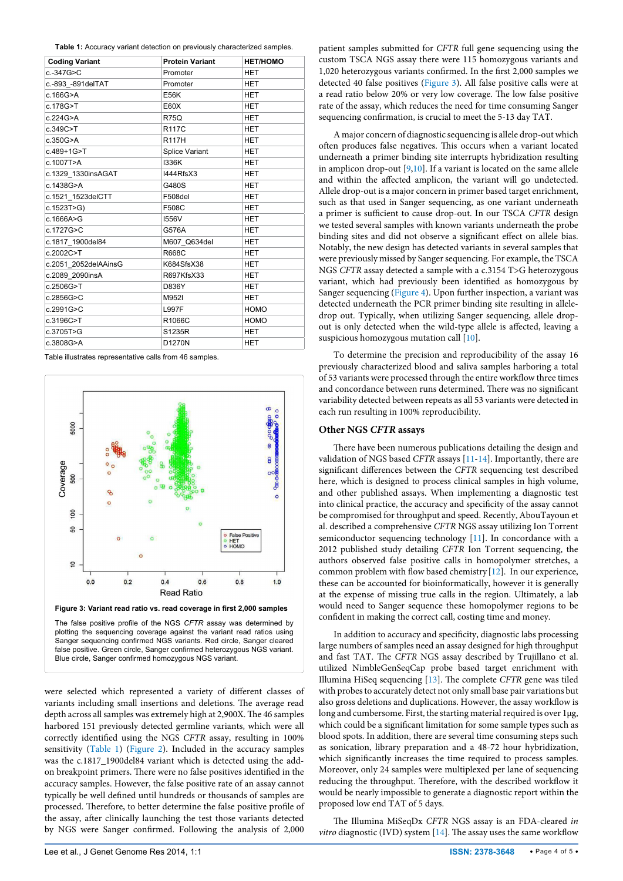**Table 1:** Accuracy variant detection on previously characterized samples.

| Coding Variant | Protein Variant | HET/HOMO |
|---|---|---|
| c.-347G>C | Promoter | HET |
| c.-893_-891delTAT | Promoter | HET |
| c.166G>A | E56K | HET |
| c.178G>T | E60X | HET |
| c.224G>A | R75Q | HET |
| c.349C>T | R117C | HET |
| c.350G>A | R117H | HET |
| c.489+1G>T | Splice Variant | HET |
| c.1007T>A | I336K | HET |
| c.1329_1330insAGAT | I444RfsX3 | HET |
| c.1438G>A | G480S | HET |
| c.1521_1523delCTT | F508del | HET |
| c.1523T>G) | F508C | HET |
| c.1666A>G | I556V | HET |
| c.1727G>C | G576A | HET |
| c.1817_1900del84 | M607_Q634del | HET |
| c.2002C>T | R668C | HET |
| c.2051_2052delAAinsG | K684SfsX38 | HET |
| c.2089_2090insA | R697KfsX33 | HET |
| c.2506G>T | D836Y | HET |
| c.2856G>C | M952I | HET |
| c.2991G>C | L997F | HOMO |
| c.3196C>T | R1066C | HOMO |
| c.3705T>G | S1235R | HET |
| c.3808G>A | D1270N | HET |

Table illustrates representative calls from 46 samples.

**Figure 3: Variant read ratio vs. read coverage in first 2,000 samples**

The false positive profile of the NGS *CFTR* assay was determined by plotting the sequencing coverage against the variant read ratios using Sanger sequencing confirmed NGS variants. Red circle, Sanger cleared false positive. Green circle, Sanger confirmed heterozygous NGS variant. Blue circle, Sanger confirmed homozygous NGS variant.

were selected which represented a variety of different classes of variants including small insertions and deletions. The average read depth across all samples was extremely high at 2,900X. The 46 samples harbored 151 previously detected germline variants, which were all correctly identified using the NGS *CFTR* assay, resulting in 100% sensitivity (Table 1) (Figure 2). Included in the accuracy samples was the c.1817_1900del84 variant which is detected using the add-on breakpoint primers. There were no false positives identified in the accuracy samples. However, the false positive rate of an assay cannot typically be well defined until hundreds or thousands of samples are processed. Therefore, to better determine the false positive profile of the assay, after clinically launching the test those variants detected by NGS were Sanger confirmed. Following the analysis of 2,000 patient samples submitted for *CFTR* full gene sequencing using the custom TSCA NGS assay there were 115 homozygous variants and 1,020 heterozygous variants confirmed. In the first 2,000 samples we detected 40 false positives (Figure 3). All false positive calls were at a read ratio below 20% or very low coverage. The low false positive rate of the assay, which reduces the need for time consuming Sanger sequencing confirmation, is crucial to meet the 5-13 day TAT.

A major concern of diagnostic sequencing is allele drop-out which often produces false negatives. This occurs when a variant located underneath a primer binding site interrupts hybridization resulting in amplicon drop-out [9,10]. If a variant is located on the same allele and within the affected amplicon, the variant will go undetected. Allele drop-out is a major concern in primer based target enrichment, such as that used in Sanger sequencing, as one variant underneath a primer is sufficient to cause drop-out. In our TSCA *CFTR* design we tested several samples with known variants underneath the probe binding sites and did not observe a significant effect on allele bias. Notably, the new design has detected variants in several samples that were previously missed by Sanger sequencing. For example, the TSCA NGS *CFTR* assay detected a sample with a c.3154 T>G heterozygous variant, which had previously been identified as homozygous by Sanger sequencing (Figure 4). Upon further inspection, a variant was detected underneath the PCR primer binding site resulting in allele-drop out. Typically, when utilizing Sanger sequencing, allele drop-out is only detected when the wild-type allele is affected, leaving a suspicious homozygous mutation call [10].

To determine the precision and reproducibility of the assay 16 previously characterized blood and saliva samples harboring a total of 53 variants were processed through the entire workflow three times and concordance between runs determined. There was no significant variability detected between repeats as all 53 variants were detected in each run resulting in 100% reproducibility.

## Other NGS *CFTR* assays

There have been numerous publications detailing the design and validation of NGS based *CFTR* assays [11-14]. Importantly, there are significant differences between the *CFTR* sequencing test described here, which is designed to process clinical samples in high volume, and other published assays. When implementing a diagnostic test into clinical practice, the accuracy and specificity of the assay cannot be compromised for throughput and speed. Recently, AbouTayoun et al. described a comprehensive *CFTR* NGS assay utilizing Ion Torrent semiconductor sequencing technology [11]. In concordance with a 2012 published study detailing *CFTR* Ion Torrent sequencing, the authors observed false positive calls in homopolymer stretches, a common problem with flow based chemistry [12]. In our experience, these can be accounted for bioinformatically, however it is generally at the expense of missing true calls in the region. Ultimately, a lab would need to Sanger sequence these homopolymer regions to be confident in making the correct call, costing time and money.

In addition to accuracy and specificity, diagnostic labs processing large numbers of samples need an assay designed for high throughput and fast TAT. The *CFTR* NGS assay described by Trujillano et al. utilized NimbleGenSeqCap probe based target enrichment with Illumina HiSeq sequencing [13]. The complete *CFTR* gene was tiled with probes to accurately detect not only small base pair variations but also gross deletions and duplications. However, the assay workflow is long and cumbersome. First, the starting material required is over 1µg, which could be a significant limitation for some sample types such as blood spots. In addition, there are several time consuming steps such as sonication, library preparation and a 48-72 hour hybridization, which significantly increases the time required to process samples. Moreover, only 24 samples were multiplexed per lane of sequencing reducing the throughput. Therefore, with the described workflow it would be nearly impossible to generate a diagnostic report within the proposed low end TAT of 5 days.

The Illumina MiSeqDx *CFTR* NGS assay is an FDA-cleared *in vitro* diagnostic (IVD) system [14]. The assay uses the same workflow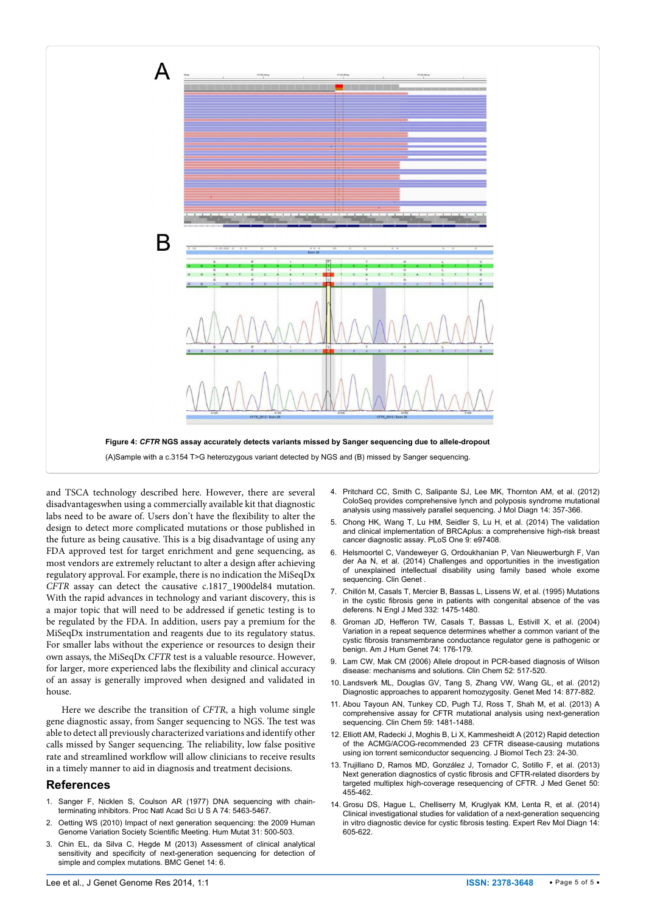**Figure 4:** ***CFTR*** **NGS assay accurately detects variants missed by Sanger sequencing due to allele-dropout**

(A)Sample with a c.3154 T>G heterozygous variant detected by NGS and (B) missed by Sanger sequencing.

and TSCA technology described here. However, there are several disadvantageswhen using a commercially available kit that diagnostic labs need to be aware of. Users don't have the flexibility to alter the design to detect more complicated mutations or those published in the future as being causative. This is a big disadvantage of using any FDA approved test for target enrichment and gene sequencing, as most vendors are extremely reluctant to alter a design after achieving regulatory approval. For example, there is no indication the MiSeqDx *CFTR* assay can detect the causative c.1817_1900del84 mutation. With the rapid advances in technology and variant discovery, this is a major topic that will need to be addressed if genetic testing is to be regulated by the FDA. In addition, users pay a premium for the MiSeqDx instrumentation and reagents due to its regulatory status. For smaller labs without the experience or resources to design their own assays, the MiSeqDx *CFTR* test is a valuable resource. However, for larger, more experienced labs the flexibility and clinical accuracy of an assay is generally improved when designed and validated in house.

Here we describe the transition of *CFTR*, a high volume single gene diagnostic assay, from Sanger sequencing to NGS. The test was able to detect all previously characterized variations and identify other calls missed by Sanger sequencing. The reliability, low false positive rate and streamlined workflow will allow clinicians to receive results in a timely manner to aid in diagnosis and treatment decisions.

## References

1. Sanger F, Nicklen S, Coulson AR (1977) DNA sequencing with chain-terminating inhibitors. Proc Natl Acad Sci U S A 74: 5463-5467.
2. Oetting WS (2010) Impact of next generation sequencing: the 2009 Human Genome Variation Society Scientific Meeting. Hum Mutat 31: 500-503.
3. Chin EL, da Silva C, Hegde M (2013) Assessment of clinical analytical sensitivity and specificity of next-generation sequencing for detection of simple and complex mutations. BMC Genet 14: 6.
4. Pritchard CC, Smith C, Salipante SJ, Lee MK, Thornton AM, et al. (2012) ColoSeq provides comprehensive lynch and polyposis syndrome mutational analysis using massively parallel sequencing. J Mol Diagn 14: 357-366.
5. Chong HK, Wang T, Lu HM, Seidler S, Lu H, et al. (2014) The validation and clinical implementation of BRCAplus: a comprehensive high-risk breast cancer diagnostic assay. PLoS One 9: e97408.
6. Helsmoortel C, Vandeweyer G, Ordoukhanian P, Van Nieuwerburgh F, Van der Aa N, et al. (2014) Challenges and opportunities in the investigation of unexplained intellectual disability using family based whole exome sequencing. Clin Genet .
7. Chillón M, Casals T, Mercier B, Bassas L, Lissens W, et al. (1995) Mutations in the cystic fibrosis gene in patients with congenital absence of the vas deferens. N Engl J Med 332: 1475-1480.
8. Groman JD, Hefferon TW, Casals T, Bassas L, Estivill X, et al. (2004) Variation in a repeat sequence determines whether a common variant of the cystic fibrosis transmembrane conductance regulator gene is pathogenic or benign. Am J Hum Genet 74: 176-179.
9. Lam CW, Mak CM (2006) Allele dropout in PCR-based diagnosis of Wilson disease: mechanisms and solutions. Clin Chem 52: 517-520.
10. Landsverk ML, Douglas GV, Tang S, Zhang VW, Wang GL, et al. (2012) Diagnostic approaches to apparent homozygosity. Genet Med 14: 877-882.
11. Abou Tayoun AN, Tunkey CD, Pugh TJ, Ross T, Shah M, et al. (2013) A comprehensive assay for CFTR mutational analysis using next-generation sequencing. Clin Chem 59: 1481-1488.
12. Elliott AM, Radecki J, Moghis B, Li X, Kammesheidt A (2012) Rapid detection of the ACMG/ACOG-recommended 23 CFTR disease-causing mutations using ion torrent semiconductor sequencing. J Biomol Tech 23: 24-30.
13. Trujillano D, Ramos MD, González J, Tornador C, Sotillo F, et al. (2013) Next generation diagnostics of cystic fibrosis and CFTR-related disorders by targeted multiplex high-coverage resequencing of CFTR. J Med Genet 50: 455-462.
14. Grosu DS, Hague L, Chelliserry M, Kruglyak KM, Lenta R, et al. (2014) Clinical investigational studies for validation of a next-generation sequencing in vitro diagnostic device for cystic fibrosis testing. Expert Rev Mol Diagn 14: 605-622.